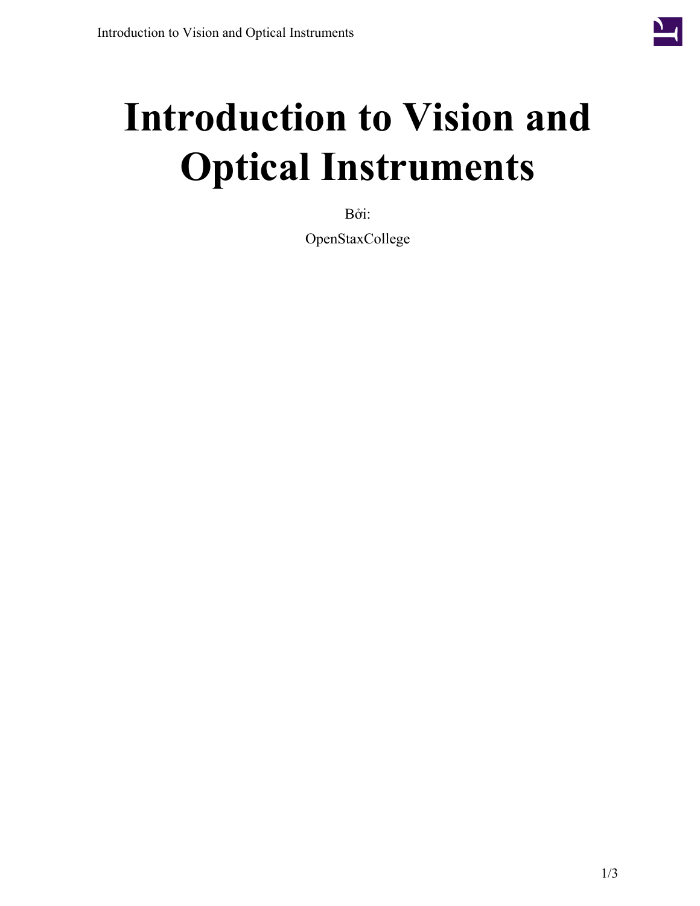# Introduction to Vision and Optical Instruments

Bởi:

OpenStaxCollege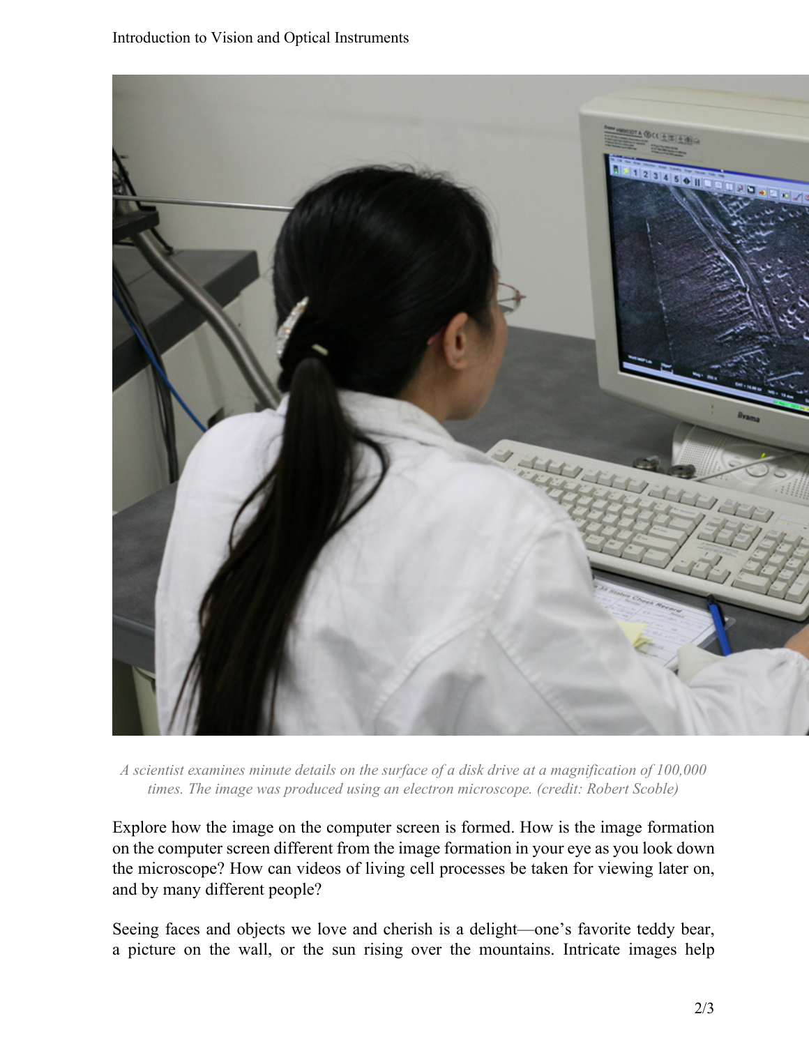*A scientist examines minute details on the surface of a disk drive at a magnification of 100,000 times. The image was produced using an electron microscope. (credit: Robert Scoble)*

Explore how the image on the computer screen is formed. How is the image formation on the computer screen different from the image formation in your eye as you look down the microscope? How can videos of living cell processes be taken for viewing later on, and by many different people?

Seeing faces and objects we love and cherish is a delight—one's favorite teddy bear, a picture on the wall, or the sun rising over the mountains. Intricate images help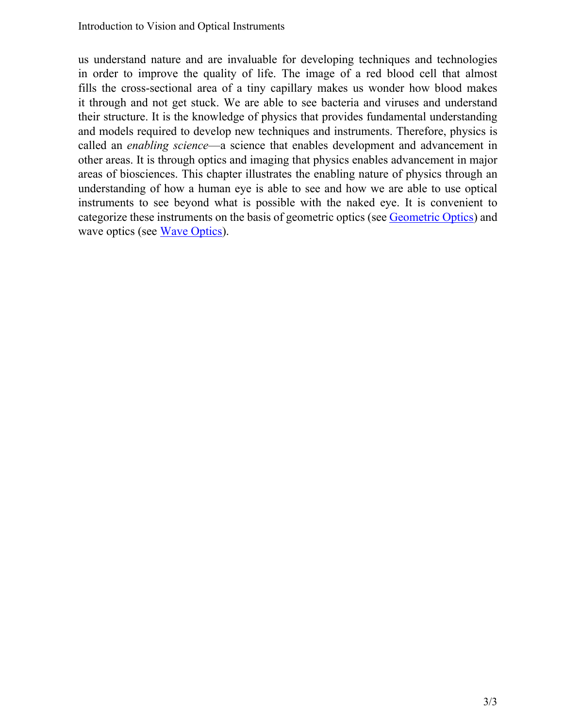us understand nature and are invaluable for developing techniques and technologies in order to improve the quality of life. The image of a red blood cell that almost fills the cross-sectional area of a tiny capillary makes us wonder how blood makes it through and not get stuck. We are able to see bacteria and viruses and understand their structure. It is the knowledge of physics that provides fundamental understanding and models required to develop new techniques and instruments. Therefore, physics is called an *enabling science*—a science that enables development and advancement in other areas. It is through optics and imaging that physics enables advancement in major areas of biosciences. This chapter illustrates the enabling nature of physics through an understanding of how a human eye is able to see and how we are able to use optical instruments to see beyond what is possible with the naked eye. It is convenient to categorize these instruments on the basis of geometric optics (see Geometric Optics) and wave optics (see Wave Optics).